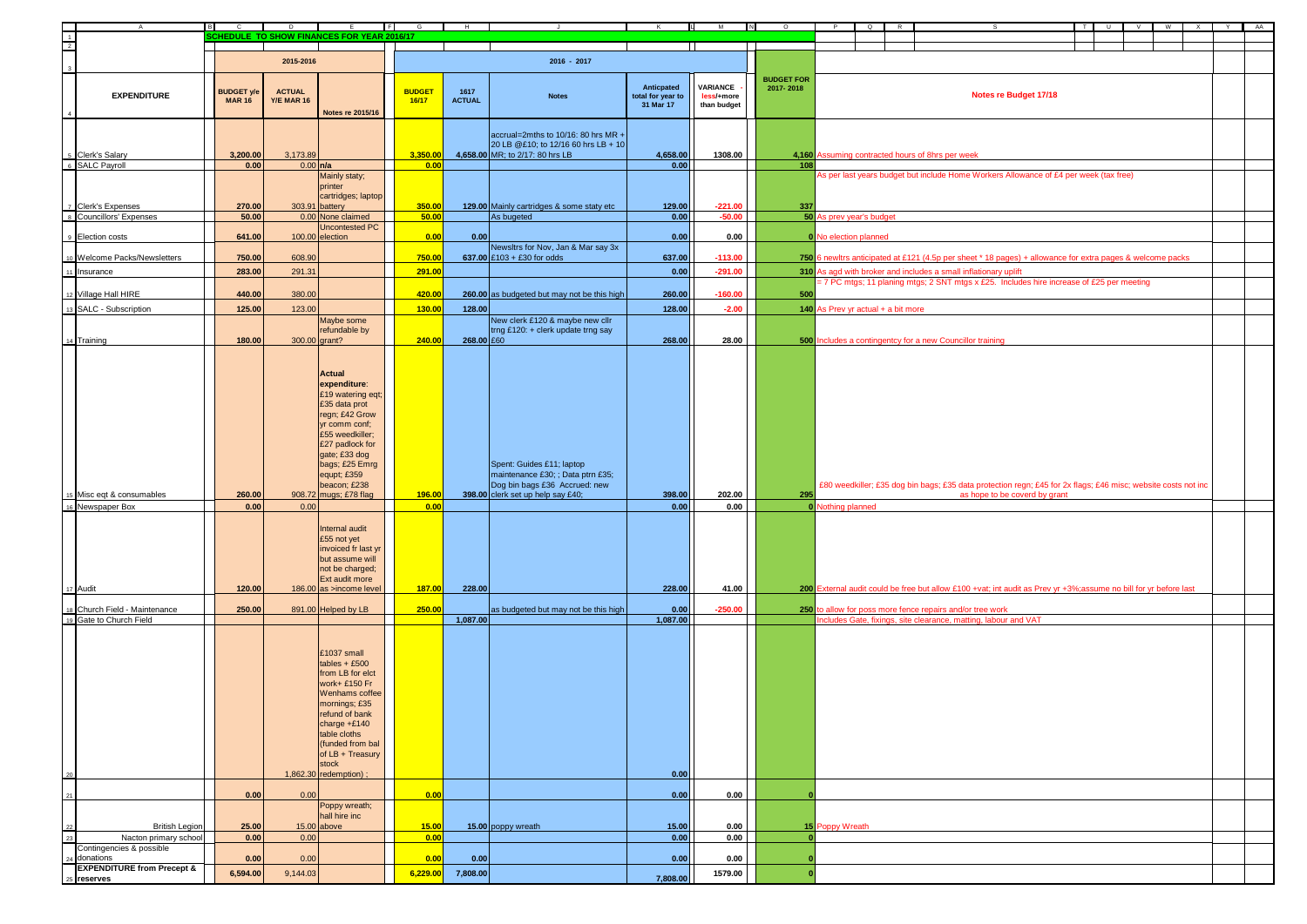## SCHEDULE TO SHOW FINANCES FOR YEAR 2016/17

| EXPENDITURE | 2015-2016 BUDGET y/e MAR 16 | ACTUAL Y/E MAR 16 | Notes re 2015/16 | 2016 - 2017 BUDGET 16/17 | 1617 ACTUAL | Notes | Anticpated total for year to 31 Mar 17 | VARIANCE - less/+more than budget | BUDGET FOR 2017- 2018 | Notes re Budget 17/18 |
|---|---|---|---|---|---|---|---|---|---|---|
| Clerk's Salary | 3,200.00 | 3,173.89 | | 3,350.00 | 4,658.00 | accrual=2mths to 10/16: 80 hrs MR + 20 LB @£10; to 12/16 60 hrs LB + 10 MR; to 2/17: 80 hrs LB | 4,658.00 | 1308.00 | 4,160 | Assuming contracted hours of 8hrs per week |
| SALC Payroll | 0.00 | 0.00 | n/a | 0.00 | | | 0.00 | | 108 | |
| Clerk's Expenses | 270.00 | 303.91 | Mainly staty; printer cartridges; laptop battery | 350.00 | 129.00 | Mainly cartridges & some staty etc | 129.00 | -221.00 | 337 | As per last years budget but include Home Workers Allowance of £4 per week (tax free) |
| Councillors' Expenses | 50.00 | 0.00 | None claimed | 50.00 | | As bugeted | 0.00 | -50.00 | 50 | As prev year's budget |
| Election costs | 641.00 | 100.00 | Uncontested PC election | 0.00 | 0.00 | | 0.00 | 0.00 | 0 | No election planned |
| Welcome Packs/Newsletters | 750.00 | 608.90 | | 750.00 | 637.00 | Newsltrs for Nov, Jan & Mar say 3x £103 + £30 for odds | 637.00 | -113.00 | 750 | 6 newltrs anticipated at £121 (4.5p per sheet * 18 pages) + allowance for extra pages & welcome packs |
| Insurance | 283.00 | 291.31 | | 291.00 | | | 0.00 | -291.00 | 310 | As agd with broker and includes a small inflationary uplift |
| Village Hall HIRE | 440.00 | 380.00 | | 420.00 | 260.00 | as budgeted but may not be this high | 260.00 | -160.00 | 500 | = 7 PC mtgs; 11 planing mtgs; 2 SNT mtgs x £25. Includes hire increase of £25 per meeting |
| SALC - Subscription | 125.00 | 123.00 | | 130.00 | 128.00 | | 128.00 | -2.00 | 140 | As Prev yr actual + a bit more |
| Training | 180.00 | 300.00 | Maybe some refundable by grant? | 240.00 | 268.00 | New clerk £120 & maybe new cllr trng £120: + clerk update trng say £60 | 268.00 | 28.00 | 500 | Includes a contingentcy for a new Councillor training |
| Misc eqt & consumables | 260.00 | 908.72 | **Actual expenditure**: £19 watering eqt; £35 data prot regn; £42 Grow yr comm conf; £55 weedkiller; £27 padlock for gate; £33 dog bags; £25 Emrg equpt; £359 beacon; £238 mugs; £78 flag | 196.00 | 398.00 | Spent: Guides £11; laptop maintenance £30; ; Data ptrn £35; Dog bin bags £36 Accrued: new clerk set up help say £40; | 398.00 | 202.00 | 295 | £80 weedkiller; £35 dog bin bags; £35 data protection regn; £45 for 2x flags; £46 misc; website costs not inc as hope to be coverd by grant |
| Newspaper Box | 0.00 | 0.00 | | 0.00 | | | 0.00 | 0.00 | 0 | Nothing planned |
| Audit | 120.00 | 186.00 | Internal audit £55 not yet invoiced fr last yr but assume will not be charged; Ext audit more as >income level | 187.00 | 228.00 | | 228.00 | 41.00 | 200 | External audit could be free but allow £100 +vat; int audit as Prev yr +3%;assume no bill for yr before last |
| Church Field - Maintenance | 250.00 | 891.00 | Helped by LB | 250.00 | | as budgeted but may not be this high | 0.00 | -250.00 | 250 | to allow for poss more fence repairs and/or tree work |
| Gate to Church Field | | | | | 1,087.00 | | 1,087.00 | | | Includes Gate, fixings, site clearance, matting, labour and VAT |
| | | 1,862.30 | £1037 small tables + £500 from LB for elct work+ £150 Fr Wenhams coffee mornings; £35 refund of bank charge +£140 table cloths (funded from bal of LB + Treasury stock redemption) ; | | | | 0.00 | | | |
| | 0.00 | 0.00 | | 0.00 | | | 0.00 | 0.00 | 0 | |
| British Legion | 25.00 | 15.00 | Poppy wreath; hall hire inc above | 15.00 | 15.00 | poppy wreath | 15.00 | 0.00 | 15 | Poppy Wreath |
| Nacton primary school | 0.00 | 0.00 | | 0.00 | | | 0.00 | 0.00 | 0 | |
| Contingencies & possible donations | 0.00 | 0.00 | | 0.00 | 0.00 | | 0.00 | 0.00 | 0 | |
| **EXPENDITURE from Precept & reserves** | 6,594.00 | 9,144.03 | | 6,229.00 | 7,808.00 | | 7,808.00 | 1579.00 | 0 | |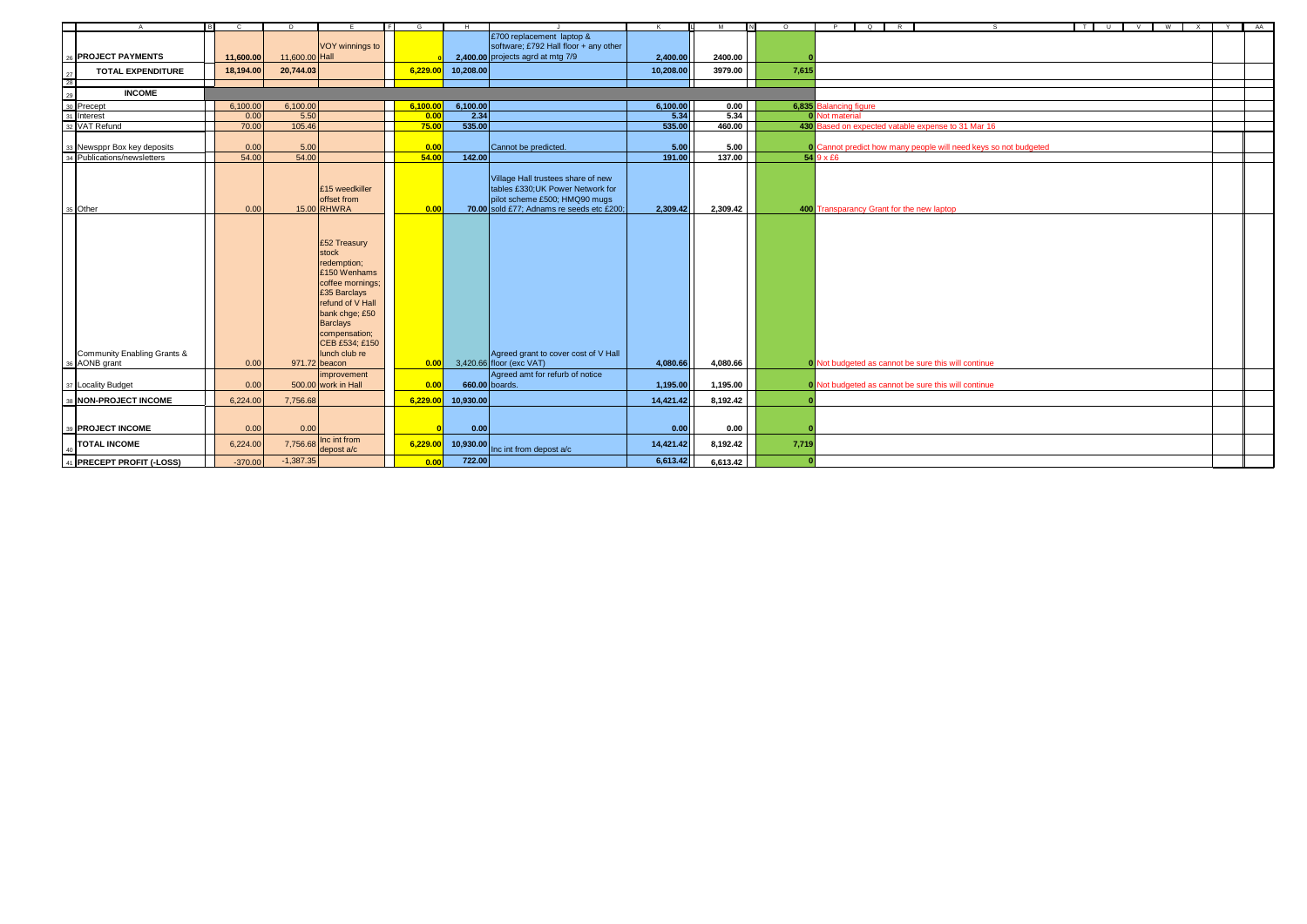| | A | B | C | D | E | F | G | H | J | K | L | M | N | O | P Q R S |
|---|---|---|---|---|---|---|---|---|---|---|---|---|---|---|---|
| 26 | **PROJECT PAYMENTS** | | **11,600.00** | 11,600.00 | VOY winnings to Hall | | 0 | **2,400.00** | £700 replacement laptop & software; £792 Hall floor + any other projects agrd at mtg 7/9 | **2,400.00** | | **2400.00** | | **0** | |
| 27 | **TOTAL EXPENDITURE** | | **18,194.00** | **20,744.03** | | | **6,229.00** | **10,208.00** | | **10,208.00** | | **3979.00** | | **7,615** | |
| 28 | | | | | | | | | | | | | | | |
| 29 | **INCOME** | | | | | | | | | | | | | | |
| 30 | Precept | | 6,100.00 | 6,100.00 | | | **6,100.00** | **6,100.00** | | **6,100.00** | | **0.00** | | **6,835** | Balancing figure |
| 31 | Interest | | 0.00 | 5.50 | | | **0.00** | **2.34** | | **5.34** | | **5.34** | | **0** | Not material |
| 32 | VAT Refund | | 70.00 | 105.46 | | | **75.00** | **535.00** | | **535.00** | | **460.00** | | **430** | Based on expected vatable expense to 31 Mar 16 |
| 33 | Newsppr Box key deposits | | 0.00 | 5.00 | | | **0.00** | | Cannot be predicted. | **5.00** | | **5.00** | | **0** | Cannot predict how many people will need keys so not budgeted |
| 34 | Publications/newsletters | | 54.00 | 54.00 | | | **54.00** | **142.00** | | **191.00** | | **137.00** | | **54** | 9 x £6 |
| 35 | Other | | 0.00 | 15.00 | £15 weedkiller offset from RHWRA | | **0.00** | **70.00** | Village Hall trustees share of new tables £330;UK Power Network for pilot scheme £500; HMQ90 mugs sold £77; Adnams re seeds etc £200; | **2,309.42** | | **2,309.42** | | **400** | Transparancy Grant for the new laptop |
| 36 | Community Enabling Grants & AONB grant | | 0.00 | 971.72 | £52 Treasury stock redemption; £150 Wenhams coffee mornings; £35 Barclays refund of V Hall bank chge; £50 Barclays compensation; CEB £534; £150 lunch club re beacon | | **0.00** | 3,420.66 | Agreed grant to cover cost of V Hall floor (exc VAT) | **4,080.66** | | **4,080.66** | | **0** | Not budgeted as cannot be sure this will continue |
| 37 | Locality Budget | | 0.00 | 500.00 | improvement work in Hall | | **0.00** | **660.00** | Agreed amt for refurb of notice boards. | **1,195.00** | | **1,195.00** | | **0** | Not budgeted as cannot be sure this will continue |
| 38 | **NON-PROJECT INCOME** | | 6,224.00 | 7,756.68 | | | **6,229.00** | **10,930.00** | | **14,421.42** | | **8,192.42** | | **0** | |
| 39 | **PROJECT INCOME** | | 0.00 | 0.00 | | | **0** | **0.00** | | **0.00** | | **0.00** | | **0** | |
| 40 | **TOTAL INCOME** | | 6,224.00 | 7,756.68 | Inc int from depost a/c | | **6,229.00** | **10,930.00** | Inc int from depost a/c | **14,421.42** | | **8,192.42** | | **7,719** | |
| 41 | **PRECEPT PROFIT (-LOSS)** | | -370.00 | -1,387.35 | | | **0.00** | **722.00** | | **6,613.42** | | **6,613.42** | | **0** | |